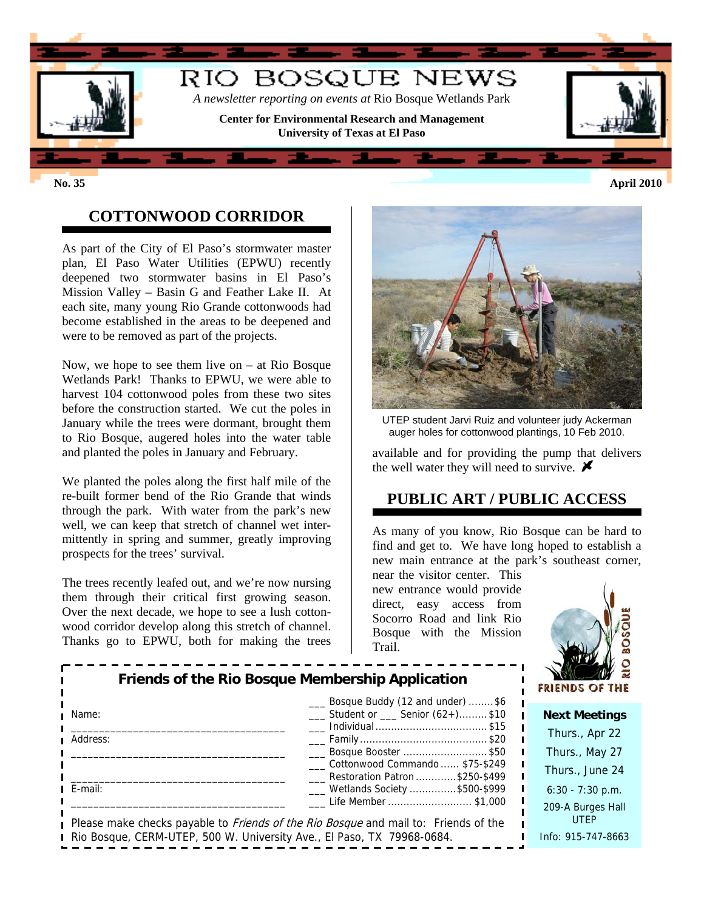# RIO BOSQUE NEWS

*A newsletter reporting on events at* Rio Bosque Wetlands Park

**Center for Environmental Research and Management**
**University of Texas at El Paso**

**No. 35** **April 2010**

## COTTONWOOD CORRIDOR

As part of the City of El Paso's stormwater master plan, El Paso Water Utilities (EPWU) recently deepened two stormwater basins in El Paso's Mission Valley – Basin G and Feather Lake II. At each site, many young Rio Grande cottonwoods had become established in the areas to be deepened and were to be removed as part of the projects.

Now, we hope to see them live on – at Rio Bosque Wetlands Park! Thanks to EPWU, we were able to harvest 104 cottonwood poles from these two sites before the construction started. We cut the poles in January while the trees were dormant, brought them to Rio Bosque, augered holes into the water table and planted the poles in January and February.

We planted the poles along the first half mile of the re-built former bend of the Rio Grande that winds through the park. With water from the park's new well, we can keep that stretch of channel wet intermittently in spring and summer, greatly improving prospects for the trees' survival.

The trees recently leafed out, and we're now nursing them through their critical first growing season. Over the next decade, we hope to see a lush cottonwood corridor develop along this stretch of channel. Thanks go to EPWU, both for making the trees available and for providing the pump that delivers the well water they will need to survive.

UTEP student Jarvi Ruiz and volunteer judy Ackerman auger holes for cottonwood plantings, 10 Feb 2010.

## PUBLIC ART / PUBLIC ACCESS

As many of you know, Rio Bosque can be hard to find and get to. We have long hoped to establish a new main entrance at the park's southeast corner, near the visitor center. This new entrance would provide direct, easy access from Socorro Road and link Rio Bosque with the Mission Trail.

### Friends of the Rio Bosque Membership Application

Name: ______________________________________

Address: ______________________________________

______________________________________

E-mail: ______________________________________

- ___ Bosque Buddy (12 and under) ........$6
- ___ Student or ___ Senior (62+).........$10
- ___ Individual ....................................$15
- ___ Family .........................................$20
- ___ Bosque Booster ............................$50
- ___ Cottonwood Commando ...... $75-$249
- ___ Restoration Patron .............$250-$499
- ___ Wetlands Society ...............$500-$999
- ___ Life Member ........................... $1,000

Please make checks payable to *Friends of the Rio Bosque* and mail to: Friends of the Rio Bosque, CERM-UTEP, 500 W. University Ave., El Paso, TX 79968-0684.

FRIENDS OF THE RIO BOSQUE

**Next Meetings**
Thurs., Apr 22
Thurs., May 27
Thurs., June 24
6:30 - 7:30 p.m.
209-A Burges Hall
UTEP
Info: 915-747-8663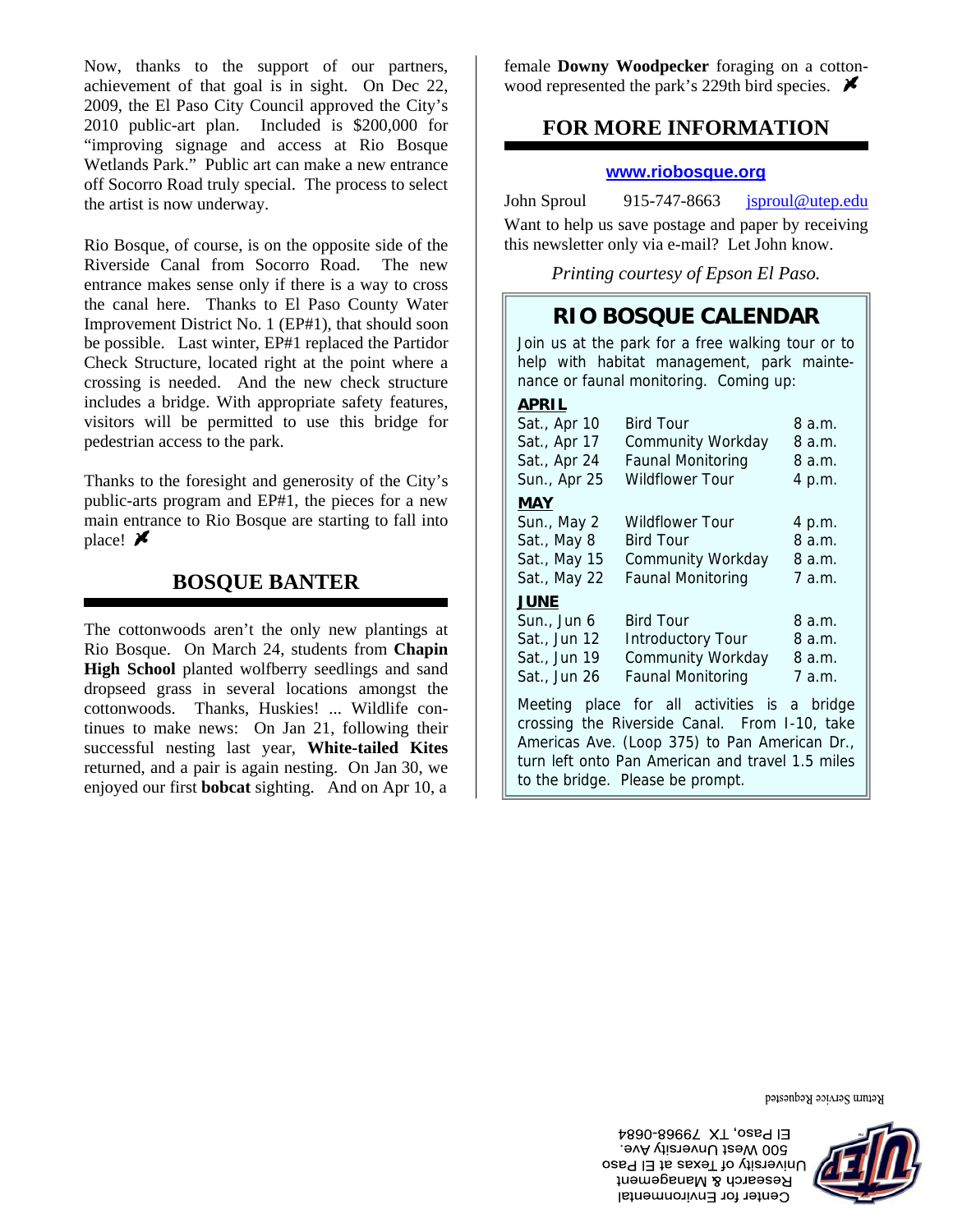Now, thanks to the support of our partners, achievement of that goal is in sight. On Dec 22, 2009, the El Paso City Council approved the City's 2010 public-art plan. Included is $200,000 for "improving signage and access at Rio Bosque Wetlands Park." Public art can make a new entrance off Socorro Road truly special. The process to select the artist is now underway.

Rio Bosque, of course, is on the opposite side of the Riverside Canal from Socorro Road. The new entrance makes sense only if there is a way to cross the canal here. Thanks to El Paso County Water Improvement District No. 1 (EP#1), that should soon be possible. Last winter, EP#1 replaced the Partidor Check Structure, located right at the point where a crossing is needed. And the new check structure includes a bridge. With appropriate safety features, visitors will be permitted to use this bridge for pedestrian access to the park.

Thanks to the foresight and generosity of the City's public-arts program and EP#1, the pieces for a new main entrance to Rio Bosque are starting to fall into place!

## BOSQUE BANTER

The cottonwoods aren't the only new plantings at Rio Bosque. On March 24, students from **Chapin High School** planted wolfberry seedlings and sand dropseed grass in several locations amongst the cottonwoods. Thanks, Huskies! ... Wildlife continues to make news: On Jan 21, following their successful nesting last year, **White-tailed Kites** returned, and a pair is again nesting. On Jan 30, we enjoyed our first **bobcat** sighting. And on Apr 10, a female **Downy Woodpecker** foraging on a cottonwood represented the park's 229th bird species.

## FOR MORE INFORMATION

**www.riobosque.org**

John Sproul 915-747-8663 jsproul@utep.edu

Want to help us save postage and paper by receiving this newsletter only via e-mail? Let John know.

*Printing courtesy of Epson El Paso.*

## RIO BOSQUE CALENDAR

Join us at the park for a free walking tour or to help with habitat management, park maintenance or faunal monitoring. Coming up:

**APRIL**

| | | |
|---|---|---|
| Sat., Apr 10 | Bird Tour | 8 a.m. |
| Sat., Apr 17 | Community Workday | 8 a.m. |
| Sat., Apr 24 | Faunal Monitoring | 8 a.m. |
| Sun., Apr 25 | Wildflower Tour | 4 p.m. |

**MAY**

| | | |
|---|---|---|
| Sun., May 2 | Wildflower Tour | 4 p.m. |
| Sat., May 8 | Bird Tour | 8 a.m. |
| Sat., May 15 | Community Workday | 8 a.m. |
| Sat., May 22 | Faunal Monitoring | 7 a.m. |

**JUNE**

| | | |
|---|---|---|
| Sun., Jun 6 | Bird Tour | 8 a.m. |
| Sat., Jun 12 | Introductory Tour | 8 a.m. |
| Sat., Jun 19 | Community Workday | 8 a.m. |
| Sat., Jun 26 | Faunal Monitoring | 7 a.m. |

Meeting place for all activities is a bridge crossing the Riverside Canal. From I-10, take Americas Ave. (Loop 375) to Pan American Dr., turn left onto Pan American and travel 1.5 miles to the bridge. Please be prompt.

Return Service Requested

Center for Environmental
Research & Management
University of Texas at El Paso
500 West University Ave.
El Paso, TX 79968-0684